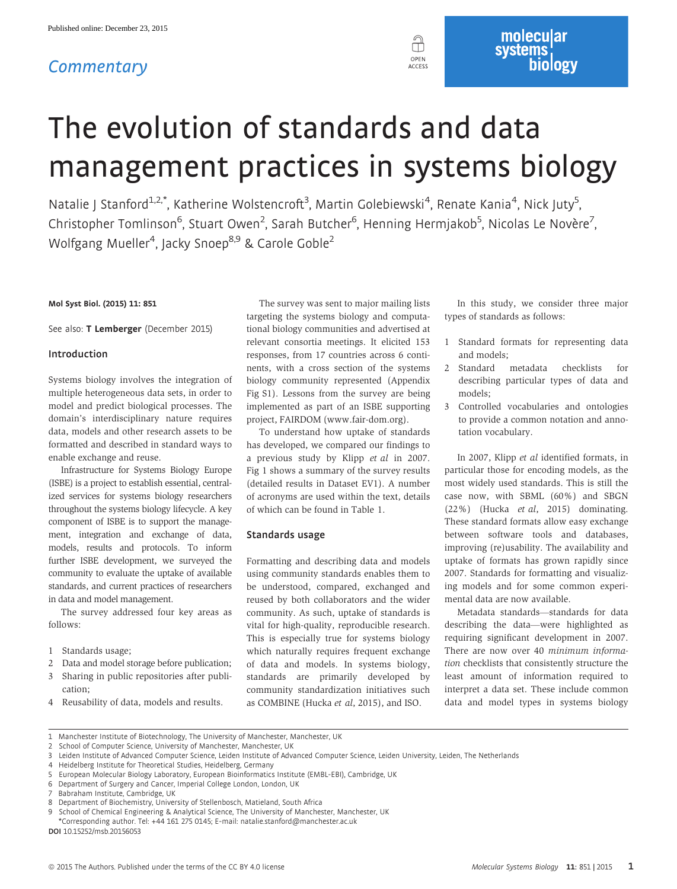Published online: December 23, 2015

*Commentary*

# The evolution of standards and data management practices in systems biology

Natalie J Stanford[1,2,*], Katherine Wolstencroft[3], Martin Golebiewski[4], Renate Kania[4], Nick Juty[5], Christopher Tomlinson[6], Stuart Owen[2], Sarah Butcher[6], Henning Hermjakob[5], Nicolas Le Novère[7], Wolfgang Mueller[4], Jacky Snoep[8,9] & Carole Goble[2]

**Mol Syst Biol. (2015) 11: 851**

See also: **T Lemberger** (December 2015)

## Introduction

Systems biology involves the integration of multiple heterogeneous data sets, in order to model and predict biological processes. The domain's interdisciplinary nature requires data, models and other research assets to be formatted and described in standard ways to enable exchange and reuse.

Infrastructure for Systems Biology Europe (ISBE) is a project to establish essential, centralized services for systems biology researchers throughout the systems biology lifecycle. A key component of ISBE is to support the management, integration and exchange of data, models, results and protocols. To inform further ISBE development, we surveyed the community to evaluate the uptake of available standards, and current practices of researchers in data and model management.

The survey addressed four key areas as follows:

1. Standards usage;
2. Data and model storage before publication;
3. Sharing in public repositories after publication;
4. Reusability of data, models and results.

The survey was sent to major mailing lists targeting the systems biology and computational biology communities and advertised at relevant consortia meetings. It elicited 153 responses, from 17 countries across 6 continents, with a cross section of the systems biology community represented (Appendix Fig S1). Lessons from the survey are being implemented as part of an ISBE supporting project, FAIRDOM (www.fair-dom.org).

To understand how uptake of standards has developed, we compared our findings to a previous study by Klipp *et al* in 2007. Fig 1 shows a summary of the survey results (detailed results in Dataset EV1). A number of acronyms are used within the text, details of which can be found in Table 1.

## Standards usage

Formatting and describing data and models using community standards enables them to be understood, compared, exchanged and reused by both collaborators and the wider community. As such, uptake of standards is vital for high-quality, reproducible research. This is especially true for systems biology which naturally requires frequent exchange of data and models. In systems biology, standards are primarily developed by community standardization initiatives such as COMBINE (Hucka *et al*, 2015), and ISO.

In this study, we consider three major types of standards as follows:

1. Standard formats for representing data and models;
2. Standard metadata checklists for describing particular types of data and models;
3. Controlled vocabularies and ontologies to provide a common notation and annotation vocabulary.

In 2007, Klipp *et al* identified formats, in particular those for encoding models, as the most widely used standards. This is still the case now, with SBML (60%) and SBGN (22%) (Hucka *et al*, 2015) dominating. These standard formats allow easy exchange between software tools and databases, improving (re)usability. The availability and uptake of formats has grown rapidly since 2007. Standards for formatting and visualizing models and for some common experimental data are now available.

Metadata standards—standards for data describing the data—were highlighted as requiring significant development in 2007. There are now over 40 *minimum information* checklists that consistently structure the least amount of information required to interpret a data set. These include common data and model types in systems biology

1 Manchester Institute of Biotechnology, The University of Manchester, Manchester, UK
2 School of Computer Science, University of Manchester, Manchester, UK
3 Leiden Institute of Advanced Computer Science, Leiden Institute of Advanced Computer Science, Leiden University, Leiden, The Netherlands
4 Heidelberg Institute for Theoretical Studies, Heidelberg, Germany
5 European Molecular Biology Laboratory, European Bioinformatics Institute (EMBL-EBI), Cambridge, UK
6 Department of Surgery and Cancer, Imperial College London, London, UK
7 Babraham Institute, Cambridge, UK
8 Department of Biochemistry, University of Stellenbosch, Matieland, South Africa
9 School of Chemical Engineering & Analytical Science, The University of Manchester, Manchester, UK
*Corresponding author. Tel: +44 161 275 0145; E-mail: natalie.stanford@manchester.ac.uk
**DOI** 10.15252/msb.20156053

© 2015 The Authors. Published under the terms of the CC BY 4.0 license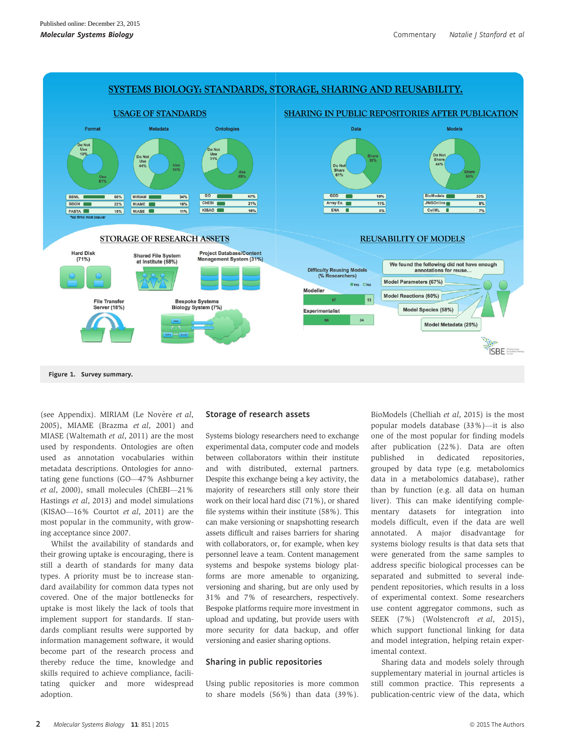**Figure 1. Survey summary.**

(see Appendix). MIRIAM (Le Novère *et al*, 2005), MIAME (Brazma *et al*, 2001) and MIASE (Waltemath *et al*, 2011) are the most used by respondents. Ontologies are often used as annotation vocabularies within metadata descriptions. Ontologies for annotating gene functions (GO—47% Ashburner *et al*, 2000), small molecules (ChEBI—21% Hastings *et al*, 2013) and model simulations (KISAO—16% Courtot *et al*, 2011) are the most popular in the community, with growing acceptance since 2007.

Whilst the availability of standards and their growing uptake is encouraging, there is still a dearth of standards for many data types. A priority must be to increase standard availability for common data types not covered. One of the major bottlenecks for uptake is most likely the lack of tools that implement support for standards. If standards compliant results were supported by information management software, it would become part of the research process and thereby reduce the time, knowledge and skills required to achieve compliance, facilitating quicker and more widespread adoption.

## Storage of research assets

Systems biology researchers need to exchange experimental data, computer code and models between collaborators within their institute and with distributed, external partners. Despite this exchange being a key activity, the majority of researchers still only store their work on their local hard disc (71%), or shared file systems within their institute (58%). This can make versioning or snapshotting research assets difficult and raises barriers for sharing with collaborators, or, for example, when key personnel leave a team. Content management systems and bespoke systems biology platforms are more amenable to organizing, versioning and sharing, but are only used by 31% and 7% of researchers, respectively. Bespoke platforms require more investment in upload and updating, but provide users with more security for data backup, and offer versioning and easier sharing options.

## Sharing in public repositories

Using public repositories is more common to share models (56%) than data (39%). BioModels (Chelliah *et al*, 2015) is the most popular models database (33%)—it is also one of the most popular for finding models after publication (22%). Data are often published in dedicated repositories, grouped by data type (e.g. metabolomics data in a metabolomics database), rather than by function (e.g. all data on human liver). This can make identifying complementary datasets for integration into models difficult, even if the data are well annotated. A major disadvantage for systems biology results is that data sets that were generated from the same samples to address specific biological processes can be separated and submitted to several independent repositories, which results in a loss of experimental context. Some researchers use content aggregator commons, such as SEEK (7%) (Wolstencroft *et al*, 2015), which support functional linking for data and model integration, helping retain experimental context.

Sharing data and models solely through supplementary material in journal articles is still common practice. This represents a publication-centric view of the data, which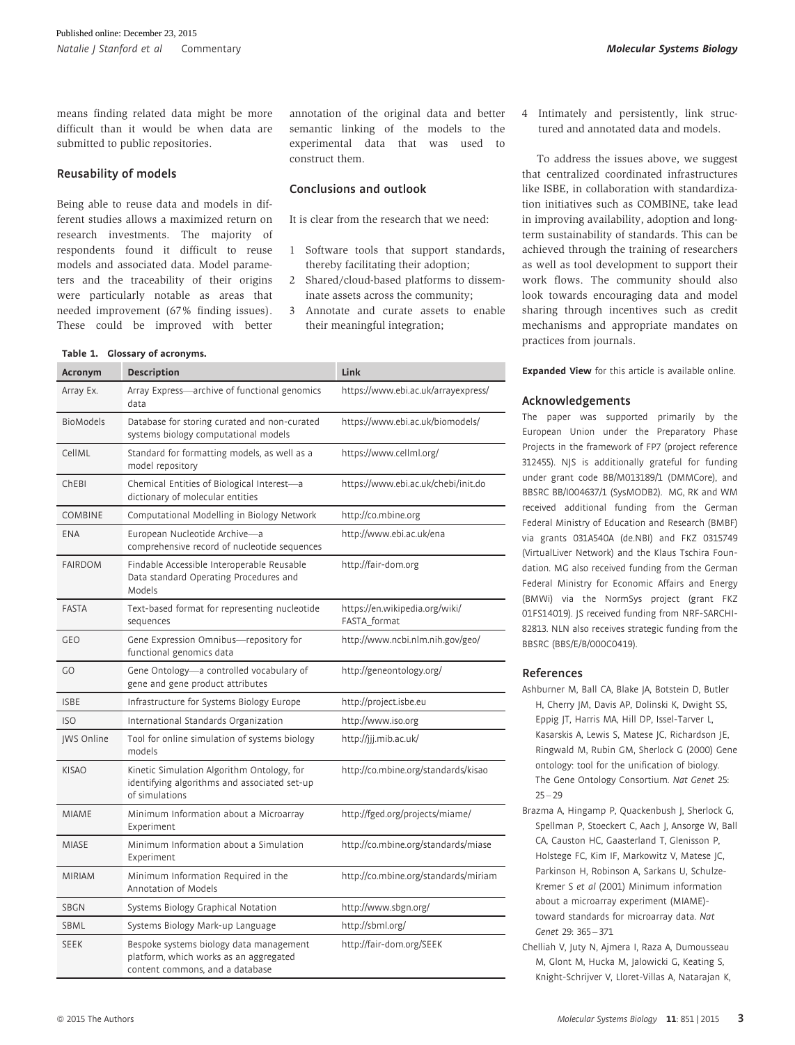means finding related data might be more difficult than it would be when data are submitted to public repositories.

### Reusability of models

Being able to reuse data and models in different studies allows a maximized return on research investments. The majority of respondents found it difficult to reuse models and associated data. Model parameters and the traceability of their origins were particularly notable as areas that needed improvement (67% finding issues). These could be improved with better annotation of the original data and better semantic linking of the models to the experimental data that was used to construct them.

### Conclusions and outlook

It is clear from the research that we need:

1. Software tools that support standards, thereby facilitating their adoption;
2. Shared/cloud-based platforms to disseminate assets across the community;
3. Annotate and curate assets to enable their meaningful integration;
4. Intimately and persistently, link structured and annotated data and models.

To address the issues above, we suggest that centralized coordinated infrastructures like ISBE, in collaboration with standardization initiatives such as COMBINE, take lead in improving availability, adoption and long-term sustainability of standards. This can be achieved through the training of researchers as well as tool development to support their work flows. The community should also look towards encouraging data and model sharing through incentives such as credit mechanisms and appropriate mandates on practices from journals.

**Table 1. Glossary of acronyms.**

| Acronym | Description | Link |
|---|---|---|
| Array Ex. | Array Express—archive of functional genomics data | https://www.ebi.ac.uk/arrayexpress/ |
| BioModels | Database for storing curated and non-curated systems biology computational models | https://www.ebi.ac.uk/biomodels/ |
| CellML | Standard for formatting models, as well as a model repository | https://www.cellml.org/ |
| ChEBI | Chemical Entities of Biological Interest—a dictionary of molecular entities | https://www.ebi.ac.uk/chebi/init.do |
| COMBINE | Computational Modelling in Biology Network | http://co.mbine.org |
| ENA | European Nucleotide Archive—a comprehensive record of nucleotide sequences | http://www.ebi.ac.uk/ena |
| FAIRDOM | Findable Accessible Interoperable Reusable Data standard Operating Procedures and Models | http://fair-dom.org |
| FASTA | Text-based format for representing nucleotide sequences | https://en.wikipedia.org/wiki/FASTA_format |
| GEO | Gene Expression Omnibus—repository for functional genomics data | http://www.ncbi.nlm.nih.gov/geo/ |
| GO | Gene Ontology—a controlled vocabulary of gene and gene product attributes | http://geneontology.org/ |
| ISBE | Infrastructure for Systems Biology Europe | http://project.isbe.eu |
| ISO | International Standards Organization | http://www.iso.org |
| JWS Online | Tool for online simulation of systems biology models | http://jjj.mib.ac.uk/ |
| KISAO | Kinetic Simulation Algorithm Ontology, for identifying algorithms and associated set-up of simulations | http://co.mbine.org/standards/kisao |
| MIAME | Minimum Information about a Microarray Experiment | http://fged.org/projects/miame/ |
| MIASE | Minimum Information about a Simulation Experiment | http://co.mbine.org/standards/miase |
| MIRIAM | Minimum Information Required in the Annotation of Models | http://co.mbine.org/standards/miriam |
| SBGN | Systems Biology Graphical Notation | http://www.sbgn.org/ |
| SBML | Systems Biology Mark-up Language | http://sbml.org/ |
| SEEK | Bespoke systems biology data management platform, which works as an aggregated content commons, and a database | http://fair-dom.org/SEEK |

**Expanded View** for this article is available online.

### Acknowledgements

The paper was supported primarily by the European Union under the Preparatory Phase Projects in the framework of FP7 (project reference 312455). NJS is additionally grateful for funding under grant code BB/M013189/1 (DMMCore), and BBSRC BB/I004637/1 (SysMODB2). MG, RK and WM received additional funding from the German Federal Ministry of Education and Research (BMBF) via grants 031A540A (de.NBI) and FKZ 0315749 (VirtualLiver Network) and the Klaus Tschira Foundation. MG also received funding from the German Federal Ministry for Economic Affairs and Energy (BMWi) via the NormSys project (grant FKZ 01FS14019). JS received funding from NRF-SARCHI-82813. NLN also receives strategic funding from the BBSRC (BBS/E/B/000C0419).

### References

Ashburner M, Ball CA, Blake JA, Botstein D, Butler H, Cherry JM, Davis AP, Dolinski K, Dwight SS, Eppig JT, Harris MA, Hill DP, Issel-Tarver L, Kasarskis A, Lewis S, Matese JC, Richardson JE, Ringwald M, Rubin GM, Sherlock G (2000) Gene ontology: tool for the unification of biology. The Gene Ontology Consortium. *Nat Genet* 25: 25–29

Brazma A, Hingamp P, Quackenbush J, Sherlock G, Spellman P, Stoeckert C, Aach J, Ansorge W, Ball CA, Causton HC, Gaasterland T, Glenisson P, Holstege FC, Kim IF, Markowitz V, Matese JC, Parkinson H, Robinson A, Sarkans U, Schulze-Kremer S *et al* (2001) Minimum information about a microarray experiment (MIAME)-toward standards for microarray data. *Nat Genet* 29: 365–371

Chelliah V, Juty N, Ajmera I, Raza A, Dumousseau M, Glont M, Hucka M, Jalowicki G, Keating S, Knight-Schrijver V, Lloret-Villas A, Natarajan K,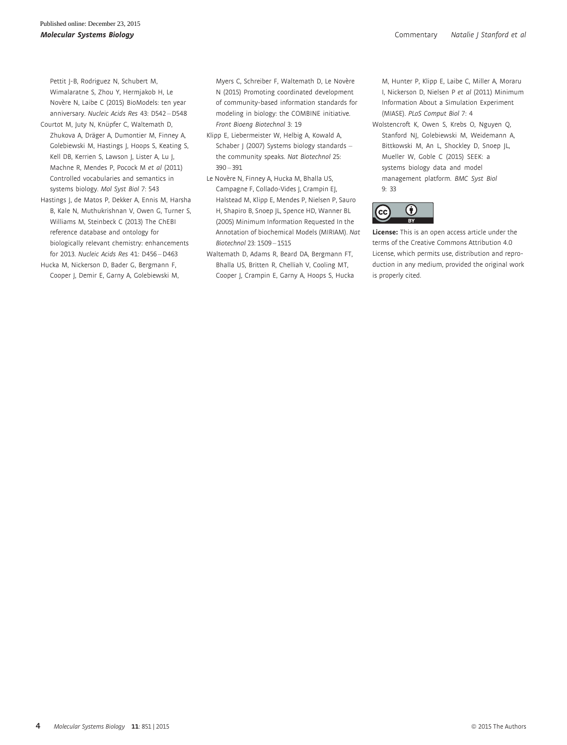Pettit J-B, Rodriguez N, Schubert M, Wimalaratne S, Zhou Y, Hermjakob H, Le Novère N, Laibe C (2015) BioModels: ten year anniversary. *Nucleic Acids Res* 43: D542 – D548

Courtot M, Juty N, Knüpfer C, Waltemath D, Zhukova A, Dräger A, Dumontier M, Finney A, Golebiewski M, Hastings J, Hoops S, Keating S, Kell DB, Kerrien S, Lawson J, Lister A, Lu J, Machne R, Mendes P, Pocock M *et al* (2011) Controlled vocabularies and semantics in systems biology. *Mol Syst Biol* 7: 543

Hastings J, de Matos P, Dekker A, Ennis M, Harsha B, Kale N, Muthukrishnan V, Owen G, Turner S, Williams M, Steinbeck C (2013) The ChEBI reference database and ontology for biologically relevant chemistry: enhancements for 2013. *Nucleic Acids Res* 41: D456 – D463

Hucka M, Nickerson D, Bader G, Bergmann F, Cooper J, Demir E, Garny A, Golebiewski M, Myers C, Schreiber F, Waltemath D, Le Novère N (2015) Promoting coordinated development of community-based information standards for modeling in biology: the COMBINE initiative. *Front Bioeng Biotechnol* 3: 19

Klipp E, Liebermeister W, Helbig A, Kowald A, Schaber J (2007) Systems biology standards – the community speaks. *Nat Biotechnol* 25: 390 – 391

Le Novère N, Finney A, Hucka M, Bhalla US, Campagne F, Collado-Vides J, Crampin EJ, Halstead M, Klipp E, Mendes P, Nielsen P, Sauro H, Shapiro B, Snoep JL, Spence HD, Wanner BL (2005) Minimum Information Requested In the Annotation of biochemical Models (MIRIAM). *Nat Biotechnol* 23: 1509 – 1515

Waltemath D, Adams R, Beard DA, Bergmann FT, Bhalla US, Britten R, Chelliah V, Cooling MT, Cooper J, Crampin E, Garny A, Hoops S, Hucka M, Hunter P, Klipp E, Laibe C, Miller A, Moraru I, Nickerson D, Nielsen P *et al* (2011) Minimum Information About a Simulation Experiment (MIASE). *PLoS Comput Biol* 7: 4

Wolstencroft K, Owen S, Krebs O, Nguyen Q, Stanford NJ, Golebiewski M, Weidemann A, Bittkowski M, An L, Shockley D, Snoep JL, Mueller W, Goble C (2015) SEEK: a systems biology data and model management platform. *BMC Syst Biol* 9: 33

**License:** This is an open access article under the terms of the Creative Commons Attribution 4.0 License, which permits use, distribution and reproduction in any medium, provided the original work is properly cited.